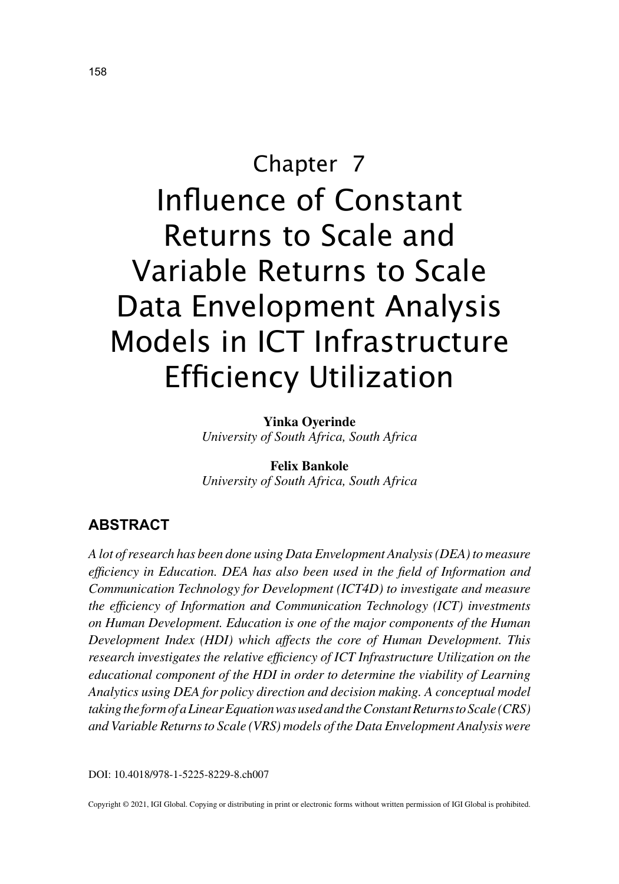# Chapter 7

# Influence of Constant Returns to Scale and Variable Returns to Scale Data Envelopment Analysis Models in ICT Infrastructure Efficiency Utilization

**Yinka Oyerinde**
*University of South Africa, South Africa*

**Felix Bankole**
*University of South Africa, South Africa*

## ABSTRACT

*A lot of research has been done using Data Envelopment Analysis (DEA) to measure efficiency in Education. DEA has also been used in the field of Information and Communication Technology for Development (ICT4D) to investigate and measure the efficiency of Information and Communication Technology (ICT) investments on Human Development. Education is one of the major components of the Human Development Index (HDI) which affects the core of Human Development. This research investigates the relative efficiency of ICT Infrastructure Utilization on the educational component of the HDI in order to determine the viability of Learning Analytics using DEA for policy direction and decision making. A conceptual model taking the form of a Linear Equation was used and the Constant Returns to Scale (CRS) and Variable Returns to Scale (VRS) models of the Data Envelopment Analysis were*

DOI: 10.4018/978-1-5225-8229-8.ch007

Copyright © 2021, IGI Global. Copying or distributing in print or electronic forms without written permission of IGI Global is prohibited.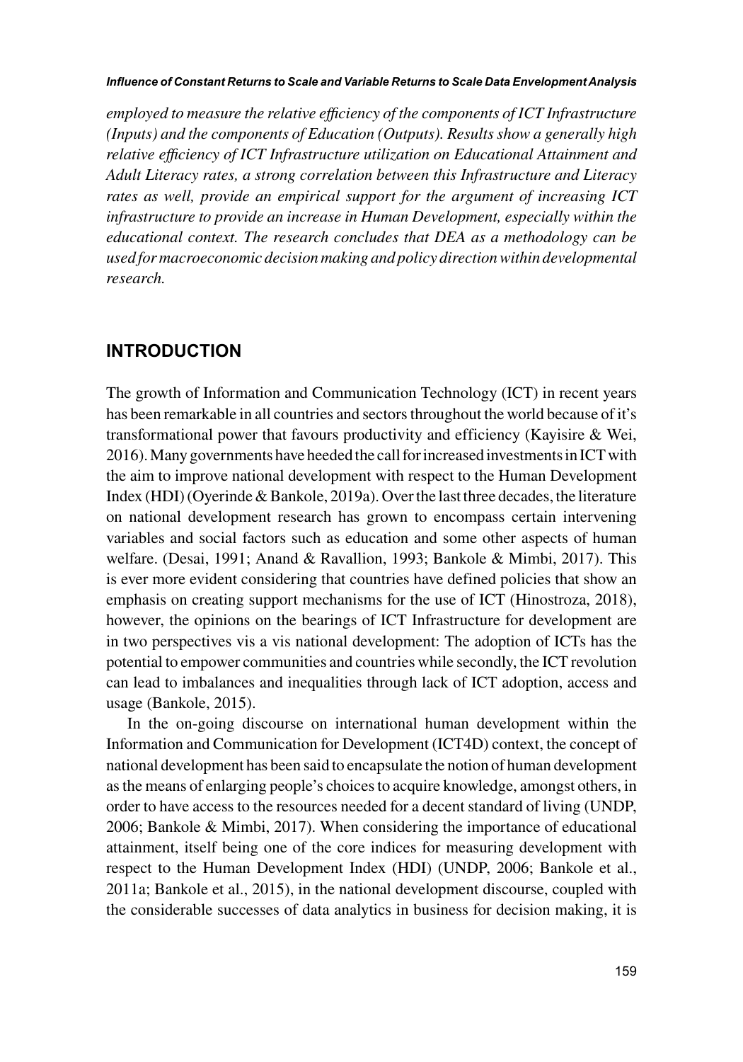*employed to measure the relative efficiency of the components of ICT Infrastructure (Inputs) and the components of Education (Outputs). Results show a generally high relative efficiency of ICT Infrastructure utilization on Educational Attainment and Adult Literacy rates, a strong correlation between this Infrastructure and Literacy rates as well, provide an empirical support for the argument of increasing ICT infrastructure to provide an increase in Human Development, especially within the educational context. The research concludes that DEA as a methodology can be used for macroeconomic decision making and policy direction within developmental research.*

## INTRODUCTION

The growth of Information and Communication Technology (ICT) in recent years has been remarkable in all countries and sectors throughout the world because of it's transformational power that favours productivity and efficiency (Kayisire & Wei, 2016). Many governments have heeded the call for increased investments in ICT with the aim to improve national development with respect to the Human Development Index (HDI) (Oyerinde & Bankole, 2019a). Over the last three decades, the literature on national development research has grown to encompass certain intervening variables and social factors such as education and some other aspects of human welfare. (Desai, 1991; Anand & Ravallion, 1993; Bankole & Mimbi, 2017). This is ever more evident considering that countries have defined policies that show an emphasis on creating support mechanisms for the use of ICT (Hinostroza, 2018), however, the opinions on the bearings of ICT Infrastructure for development are in two perspectives vis a vis national development: The adoption of ICTs has the potential to empower communities and countries while secondly, the ICT revolution can lead to imbalances and inequalities through lack of ICT adoption, access and usage (Bankole, 2015).

In the on-going discourse on international human development within the Information and Communication for Development (ICT4D) context, the concept of national development has been said to encapsulate the notion of human development as the means of enlarging people's choices to acquire knowledge, amongst others, in order to have access to the resources needed for a decent standard of living (UNDP, 2006; Bankole & Mimbi, 2017). When considering the importance of educational attainment, itself being one of the core indices for measuring development with respect to the Human Development Index (HDI) (UNDP, 2006; Bankole et al., 2011a; Bankole et al., 2015), in the national development discourse, coupled with the considerable successes of data analytics in business for decision making, it is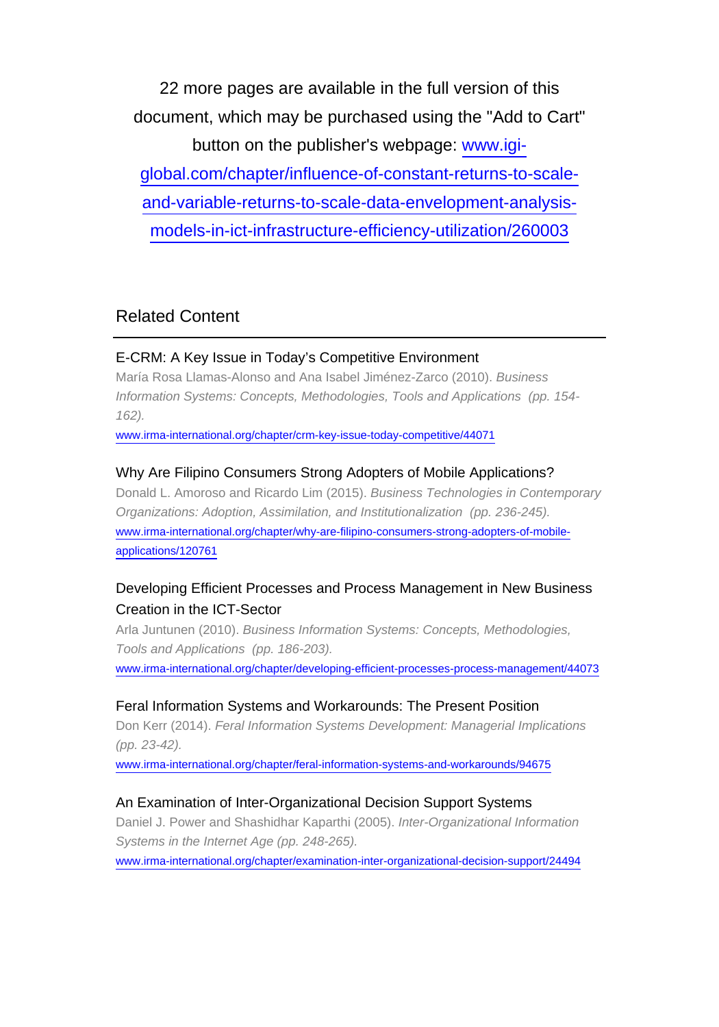22 more pages are available in the full version of this document, which may be purchased using the "Add to Cart" button on the publisher's webpage: www.igi-global.com/chapter/influence-of-constant-returns-to-scale-and-variable-returns-to-scale-data-envelopment-analysis-models-in-ict-infrastructure-efficiency-utilization/260003

## Related Content

### E-CRM: A Key Issue in Today's Competitive Environment

María Rosa Llamas-Alonso and Ana Isabel Jiménez-Zarco (2010). *Business Information Systems: Concepts, Methodologies, Tools and Applications (pp. 154-162).*

www.irma-international.org/chapter/crm-key-issue-today-competitive/44071

### Why Are Filipino Consumers Strong Adopters of Mobile Applications?

Donald L. Amoroso and Ricardo Lim (2015). *Business Technologies in Contemporary Organizations: Adoption, Assimilation, and Institutionalization (pp. 236-245).*

www.irma-international.org/chapter/why-are-filipino-consumers-strong-adopters-of-mobile-applications/120761

### Developing Efficient Processes and Process Management in New Business Creation in the ICT-Sector

Arla Juntunen (2010). *Business Information Systems: Concepts, Methodologies, Tools and Applications (pp. 186-203).*

www.irma-international.org/chapter/developing-efficient-processes-process-management/44073

### Feral Information Systems and Workarounds: The Present Position

Don Kerr (2014). *Feral Information Systems Development: Managerial Implications (pp. 23-42).*

www.irma-international.org/chapter/feral-information-systems-and-workarounds/94675

### An Examination of Inter-Organizational Decision Support Systems

Daniel J. Power and Shashidhar Kaparthi (2005). *Inter-Organizational Information Systems in the Internet Age (pp. 248-265).*

www.irma-international.org/chapter/examination-inter-organizational-decision-support/24494